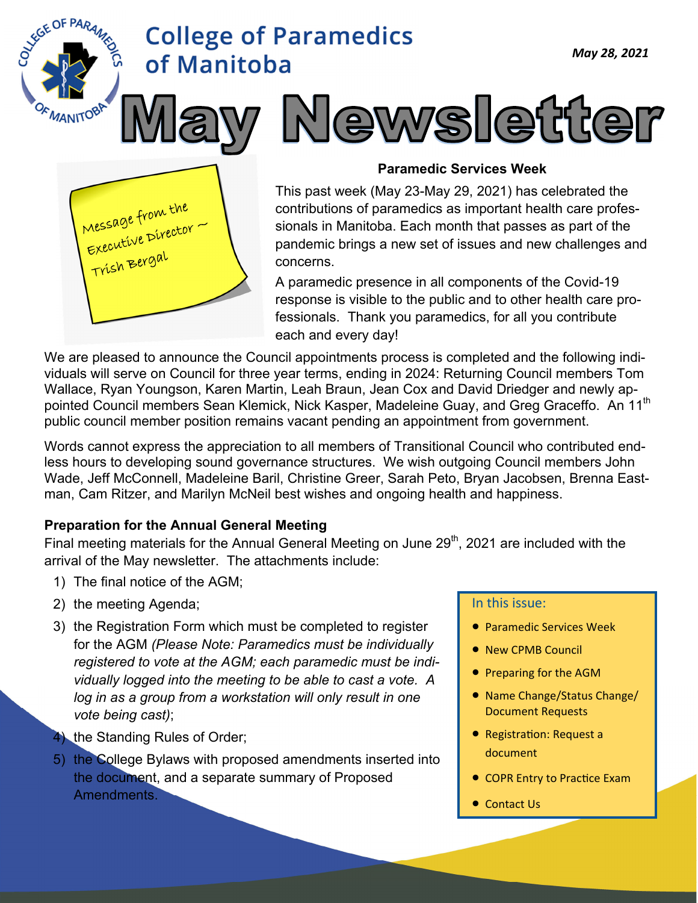# College of Paramedics of Manitoba

*May 28, 2021*

# May Newsletter

Message from the Executive Director ~ Trish Bergal

### Paramedic Services Week

This past week (May 23-May 29, 2021) has celebrated the contributions of paramedics as important health care professionals in Manitoba. Each month that passes as part of the pandemic brings a new set of issues and new challenges and concerns.

A paramedic presence in all components of the Covid-19 response is visible to the public and to other health care professionals. Thank you paramedics, for all you contribute each and every day!

We are pleased to announce the Council appointments process is completed and the following individuals will serve on Council for three year terms, ending in 2024: Returning Council members Tom Wallace, Ryan Youngson, Karen Martin, Leah Braun, Jean Cox and David Driedger and newly appointed Council members Sean Klemick, Nick Kasper, Madeleine Guay, and Greg Graceffo. An 11th public council member position remains vacant pending an appointment from government.

Words cannot express the appreciation to all members of Transitional Council who contributed endless hours to developing sound governance structures. We wish outgoing Council members John Wade, Jeff McConnell, Madeleine Baril, Christine Greer, Sarah Peto, Bryan Jacobsen, Brenna Eastman, Cam Ritzer, and Marilyn McNeil best wishes and ongoing health and happiness.

### Preparation for the Annual General Meeting

Final meeting materials for the Annual General Meeting on June 29th, 2021 are included with the arrival of the May newsletter. The attachments include:

1) The final notice of the AGM;
2) the meeting Agenda;
3) the Registration Form which must be completed to register for the AGM *(Please Note: Paramedics must be individually registered to vote at the AGM; each paramedic must be individually logged into the meeting to be able to cast a vote. A log in as a group from a workstation will only result in one vote being cast)*;
4) the Standing Rules of Order;
5) the College Bylaws with proposed amendments inserted into the document, and a separate summary of Proposed Amendments.

**In this issue:**

- Paramedic Services Week
- New CPMB Council
- Preparing for the AGM
- Name Change/Status Change/ Document Requests
- Registration: Request a document
- COPR Entry to Practice Exam
- Contact Us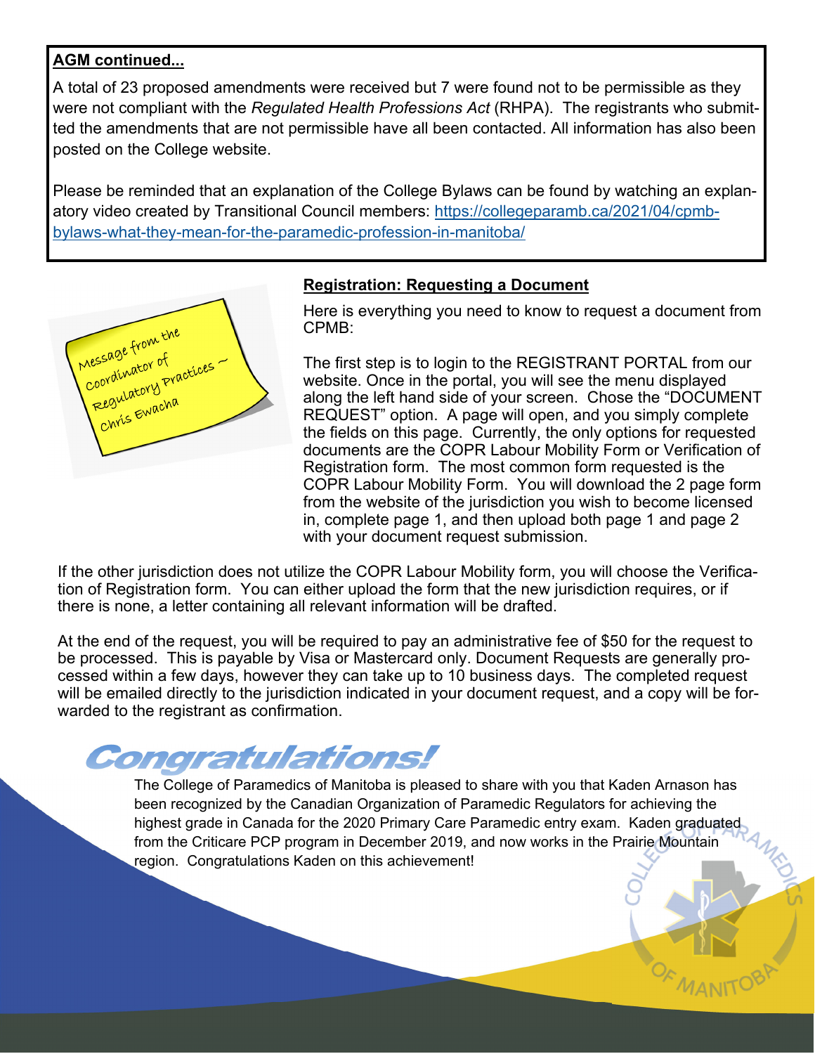**AGM continued...**

A total of 23 proposed amendments were received but 7 were found not to be permissible as they were not compliant with the *Regulated Health Professions Act* (RHPA). The registrants who submitted the amendments that are not permissible have all been contacted. All information has also been posted on the College website.

Please be reminded that an explanation of the College Bylaws can be found by watching an explanatory video created by Transitional Council members: https://collegeparamb.ca/2021/04/cpmb-bylaws-what-they-mean-for-the-paramedic-profession-in-manitoba/

Message from the Coordinator of Regulatory Practices ~ Chris Ewacha

## Registration: Requesting a Document

Here is everything you need to know to request a document from CPMB:

The first step is to login to the REGISTRANT PORTAL from our website. Once in the portal, you will see the menu displayed along the left hand side of your screen. Chose the "DOCUMENT REQUEST" option. A page will open, and you simply complete the fields on this page. Currently, the only options for requested documents are the COPR Labour Mobility Form or Verification of Registration form. The most common form requested is the COPR Labour Mobility Form. You will download the 2 page form from the website of the jurisdiction you wish to become licensed in, complete page 1, and then upload both page 1 and page 2 with your document request submission.

If the other jurisdiction does not utilize the COPR Labour Mobility form, you will choose the Verification of Registration form. You can either upload the form that the new jurisdiction requires, or if there is none, a letter containing all relevant information will be drafted.

At the end of the request, you will be required to pay an administrative fee of $50 for the request to be processed. This is payable by Visa or Mastercard only. Document Requests are generally processed within a few days, however they can take up to 10 business days. The completed request will be emailed directly to the jurisdiction indicated in your document request, and a copy will be forwarded to the registrant as confirmation.

## Congratulations!

The College of Paramedics of Manitoba is pleased to share with you that Kaden Arnason has been recognized by the Canadian Organization of Paramedic Regulators for achieving the highest grade in Canada for the 2020 Primary Care Paramedic entry exam. Kaden graduated from the Criticare PCP program in December 2019, and now works in the Prairie Mountain region. Congratulations Kaden on this achievement!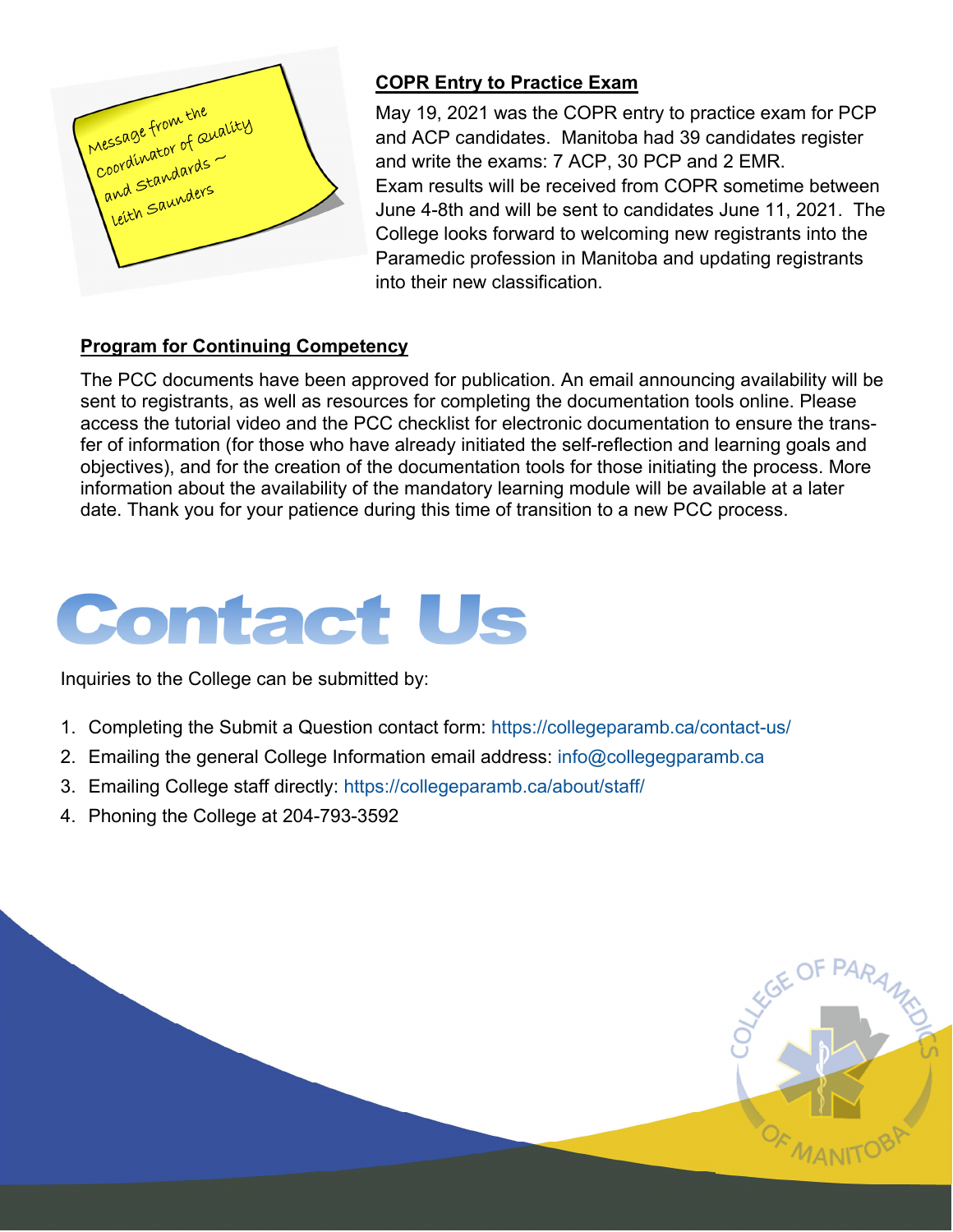Message from the Coordinator of Quality and Standards ~ Leith Saunders

## COPR Entry to Practice Exam

May 19, 2021 was the COPR entry to practice exam for PCP and ACP candidates. Manitoba had 39 candidates register and write the exams: 7 ACP, 30 PCP and 2 EMR.

Exam results will be received from COPR sometime between June 4-8th and will be sent to candidates June 11, 2021. The College looks forward to welcoming new registrants into the Paramedic profession in Manitoba and updating registrants into their new classification.

## Program for Continuing Competency

The PCC documents have been approved for publication. An email announcing availability will be sent to registrants, as well as resources for completing the documentation tools online. Please access the tutorial video and the PCC checklist for electronic documentation to ensure the transfer of information (for those who have already initiated the self-reflection and learning goals and objectives), and for the creation of the documentation tools for those initiating the process. More information about the availability of the mandatory learning module will be available at a later date. Thank you for your patience during this time of transition to a new PCC process.

# Contact Us

Inquiries to the College can be submitted by:

1. Completing the Submit a Question contact form: https://collegeparamb.ca/contact-us/
2. Emailing the general College Information email address: info@collegegparamb.ca
3. Emailing College staff directly: https://collegeparamb.ca/about/staff/
4. Phoning the College at 204-793-3592

COLLEGE OF PARAMEDICS OF MANITOBA